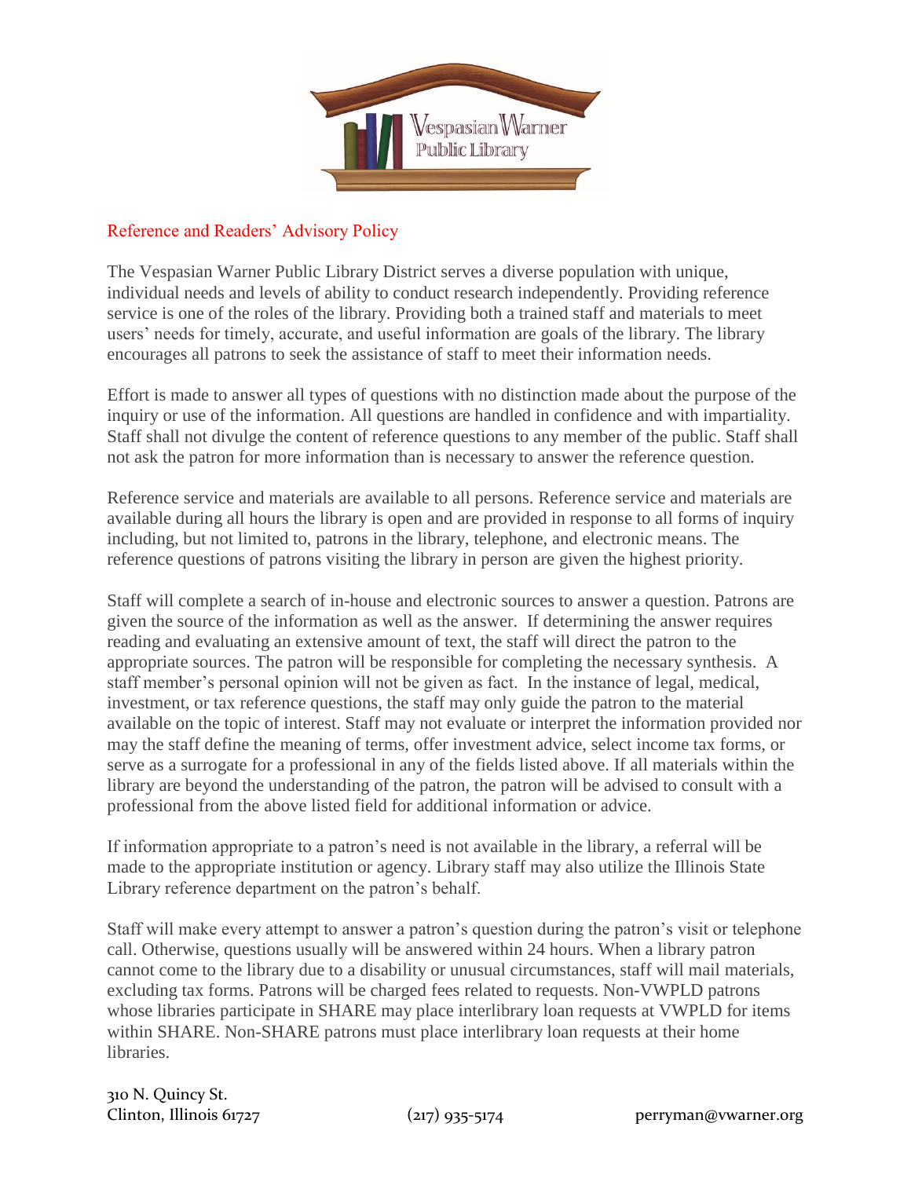Vespasian Warner Public Library

## Reference and Readers' Advisory Policy

The Vespasian Warner Public Library District serves a diverse population with unique, individual needs and levels of ability to conduct research independently. Providing reference service is one of the roles of the library. Providing both a trained staff and materials to meet users' needs for timely, accurate, and useful information are goals of the library. The library encourages all patrons to seek the assistance of staff to meet their information needs.

Effort is made to answer all types of questions with no distinction made about the purpose of the inquiry or use of the information. All questions are handled in confidence and with impartiality. Staff shall not divulge the content of reference questions to any member of the public. Staff shall not ask the patron for more information than is necessary to answer the reference question.

Reference service and materials are available to all persons. Reference service and materials are available during all hours the library is open and are provided in response to all forms of inquiry including, but not limited to, patrons in the library, telephone, and electronic means. The reference questions of patrons visiting the library in person are given the highest priority.

Staff will complete a search of in-house and electronic sources to answer a question. Patrons are given the source of the information as well as the answer. If determining the answer requires reading and evaluating an extensive amount of text, the staff will direct the patron to the appropriate sources. The patron will be responsible for completing the necessary synthesis. A staff member's personal opinion will not be given as fact. In the instance of legal, medical, investment, or tax reference questions, the staff may only guide the patron to the material available on the topic of interest. Staff may not evaluate or interpret the information provided nor may the staff define the meaning of terms, offer investment advice, select income tax forms, or serve as a surrogate for a professional in any of the fields listed above. If all materials within the library are beyond the understanding of the patron, the patron will be advised to consult with a professional from the above listed field for additional information or advice.

If information appropriate to a patron's need is not available in the library, a referral will be made to the appropriate institution or agency. Library staff may also utilize the Illinois State Library reference department on the patron's behalf.

Staff will make every attempt to answer a patron's question during the patron's visit or telephone call. Otherwise, questions usually will be answered within 24 hours. When a library patron cannot come to the library due to a disability or unusual circumstances, staff will mail materials, excluding tax forms. Patrons will be charged fees related to requests. Non-VWPLD patrons whose libraries participate in SHARE may place interlibrary loan requests at VWPLD for items within SHARE. Non-SHARE patrons must place interlibrary loan requests at their home libraries.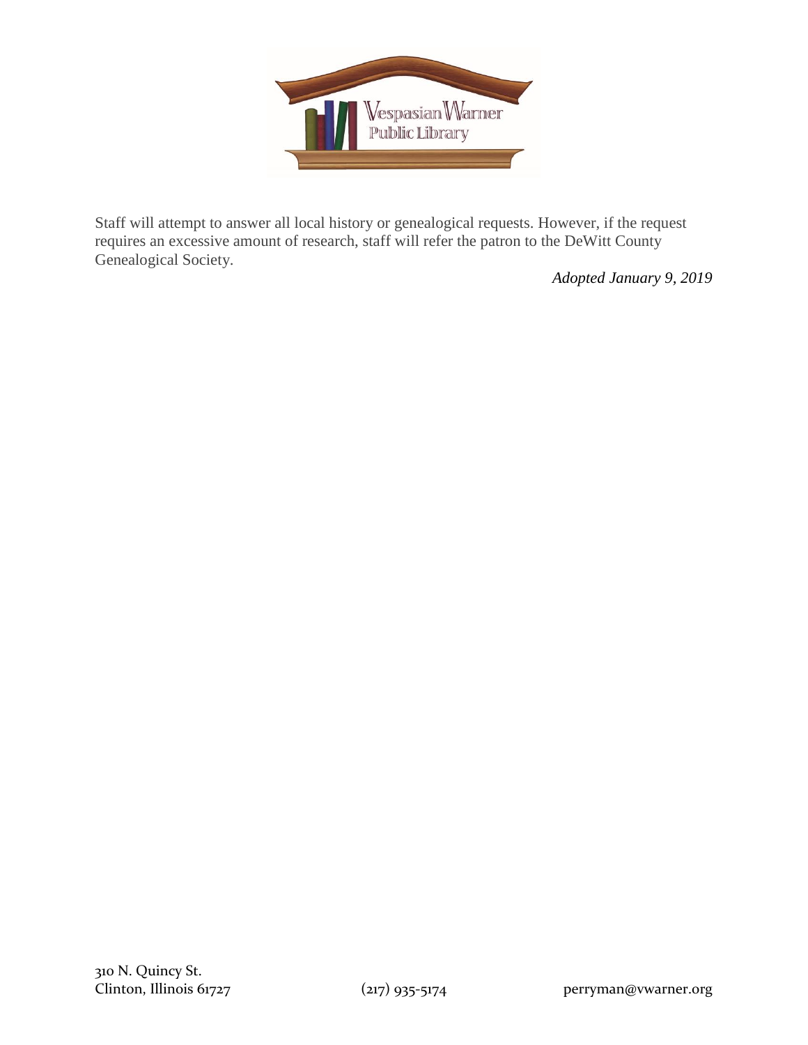Staff will attempt to answer all local history or genealogical requests. However, if the request requires an excessive amount of research, staff will refer the patron to the DeWitt County Genealogical Society.

*Adopted January 9, 2019*